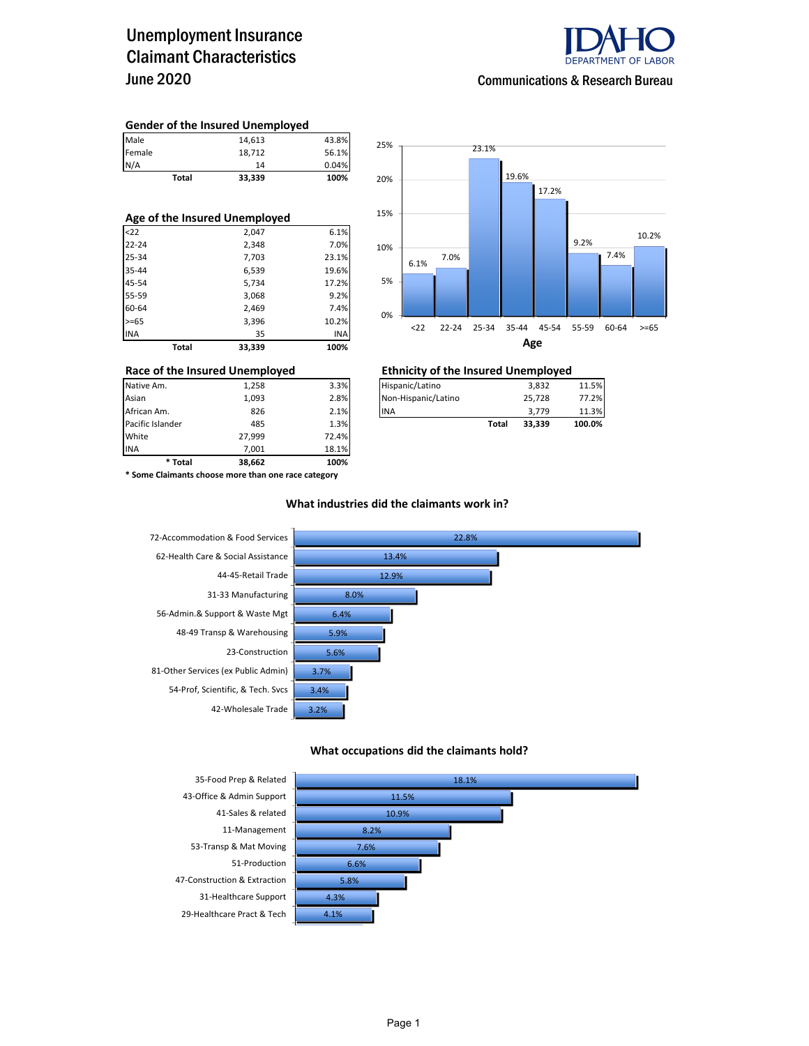# Unemployment Insurance Claimant Characteristics
## June 2020

IDAHO DEPARTMENT OF LABOR

Communications & Research Bureau

### Gender of the Insured Unemployed

| | | |
|---|---|---|
| Male | 14,613 | 43.8% |
| Female | 18,712 | 56.1% |
| N/A | 14 | 0.04% |
| **Total** | **33,339** | **100%** |

### Age of the Insured Unemployed

| | | |
|---|---|---|
| <22 | 2,047 | 6.1% |
| 22-24 | 2,348 | 7.0% |
| 25-34 | 7,703 | 23.1% |
| 35-44 | 6,539 | 19.6% |
| 45-54 | 5,734 | 17.2% |
| 55-59 | 3,068 | 9.2% |
| 60-64 | 2,469 | 7.4% |
| >=65 | 3,396 | 10.2% |
| INA | 35 | INA |
| **Total** | **33,339** | **100%** |

**Age**

| Age | Percent |
|---|---|
| <22 | 6.1% |
| 22-24 | 7.0% |
| 25-34 | 23.1% |
| 35-44 | 19.6% |
| 45-54 | 17.2% |
| 55-59 | 9.2% |
| 60-64 | 7.4% |
| >=65 | 10.2% |

### Race of the Insured Unemployed

| | | |
|---|---|---|
| Native Am. | 1,258 | 3.3% |
| Asian | 1,093 | 2.8% |
| African Am. | 826 | 2.1% |
| Pacific Islander | 485 | 1.3% |
| White | 27,999 | 72.4% |
| INA | 7,001 | 18.1% |
| **\* Total** | **38,662** | **100%** |

**\* Some Claimants choose more than one race category**

### Ethnicity of the Insured Unemployed

| | | |
|---|---|---|
| Hispanic/Latino | 3,832 | 11.5% |
| Non-Hispanic/Latino | 25,728 | 77.2% |
| INA | 3,779 | 11.3% |
| **Total** | **33,339** | **100.0%** |

### What industries did the claimants work in?

| Industry | Percent |
|---|---|
| 72-Accommodation & Food Services | 22.8% |
| 62-Health Care & Social Assistance | 13.4% |
| 44-45-Retail Trade | 12.9% |
| 31-33 Manufacturing | 8.0% |
| 56-Admin.& Support & Waste Mgt | 6.4% |
| 48-49 Transp & Warehousing | 5.9% |
| 23-Construction | 5.6% |
| 81-Other Services (ex Public Admin) | 3.7% |
| 54-Prof, Scientific, & Tech. Svcs | 3.4% |
| 42-Wholesale Trade | 3.2% |

### What occupations did the claimants hold?

| Occupation | Percent |
|---|---|
| 35-Food Prep & Related | 18.1% |
| 43-Office & Admin Support | 11.5% |
| 41-Sales & related | 10.9% |
| 11-Management | 8.2% |
| 53-Transp & Mat Moving | 7.6% |
| 51-Production | 6.6% |
| 47-Construction & Extraction | 5.8% |
| 31-Healthcare Support | 4.3% |
| 29-Healthcare Pract & Tech | 4.1% |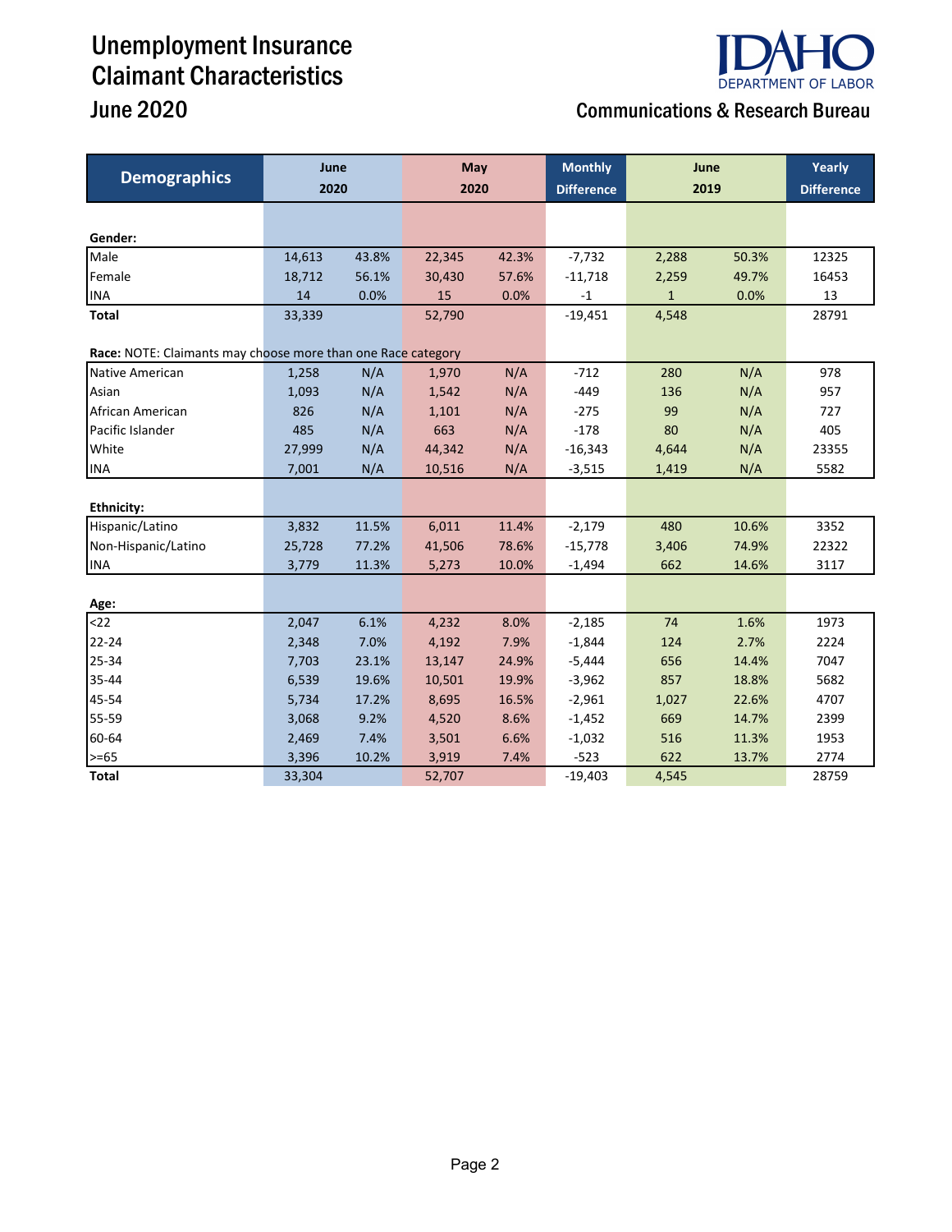# Unemployment Insurance Claimant Characteristics

## June 2020

**Communications & Research Bureau**

| Demographics | June 2020 | | May 2020 | | Monthly Difference | June 2019 | | Yearly Difference |
|---|---|---|---|---|---|---|---|---|
| **Gender:** | | | | | | | | |
| Male | 14,613 | 43.8% | 22,345 | 42.3% | -7,732 | 2,288 | 50.3% | 12325 |
| Female | 18,712 | 56.1% | 30,430 | 57.6% | -11,718 | 2,259 | 49.7% | 16453 |
| INA | 14 | 0.0% | 15 | 0.0% | -1 | 1 | 0.0% | 13 |
| **Total** | 33,339 | | 52,790 | | -19,451 | 4,548 | | 28791 |
| **Race:** NOTE: Claimants may choose more than one Race category | | | | | | | | |
| Native American | 1,258 | N/A | 1,970 | N/A | -712 | 280 | N/A | 978 |
| Asian | 1,093 | N/A | 1,542 | N/A | -449 | 136 | N/A | 957 |
| African American | 826 | N/A | 1,101 | N/A | -275 | 99 | N/A | 727 |
| Pacific Islander | 485 | N/A | 663 | N/A | -178 | 80 | N/A | 405 |
| White | 27,999 | N/A | 44,342 | N/A | -16,343 | 4,644 | N/A | 23355 |
| INA | 7,001 | N/A | 10,516 | N/A | -3,515 | 1,419 | N/A | 5582 |
| **Ethnicity:** | | | | | | | | |
| Hispanic/Latino | 3,832 | 11.5% | 6,011 | 11.4% | -2,179 | 480 | 10.6% | 3352 |
| Non-Hispanic/Latino | 25,728 | 77.2% | 41,506 | 78.6% | -15,778 | 3,406 | 74.9% | 22322 |
| INA | 3,779 | 11.3% | 5,273 | 10.0% | -1,494 | 662 | 14.6% | 3117 |
| **Age:** | | | | | | | | |
| <22 | 2,047 | 6.1% | 4,232 | 8.0% | -2,185 | 74 | 1.6% | 1973 |
| 22-24 | 2,348 | 7.0% | 4,192 | 7.9% | -1,844 | 124 | 2.7% | 2224 |
| 25-34 | 7,703 | 23.1% | 13,147 | 24.9% | -5,444 | 656 | 14.4% | 7047 |
| 35-44 | 6,539 | 19.6% | 10,501 | 19.9% | -3,962 | 857 | 18.8% | 5682 |
| 45-54 | 5,734 | 17.2% | 8,695 | 16.5% | -2,961 | 1,027 | 22.6% | 4707 |
| 55-59 | 3,068 | 9.2% | 4,520 | 8.6% | -1,452 | 669 | 14.7% | 2399 |
| 60-64 | 2,469 | 7.4% | 3,501 | 6.6% | -1,032 | 516 | 11.3% | 1953 |
| >=65 | 3,396 | 10.2% | 3,919 | 7.4% | -523 | 622 | 13.7% | 2774 |
| **Total** | 33,304 | | 52,707 | | -19,403 | 4,545 | | 28759 |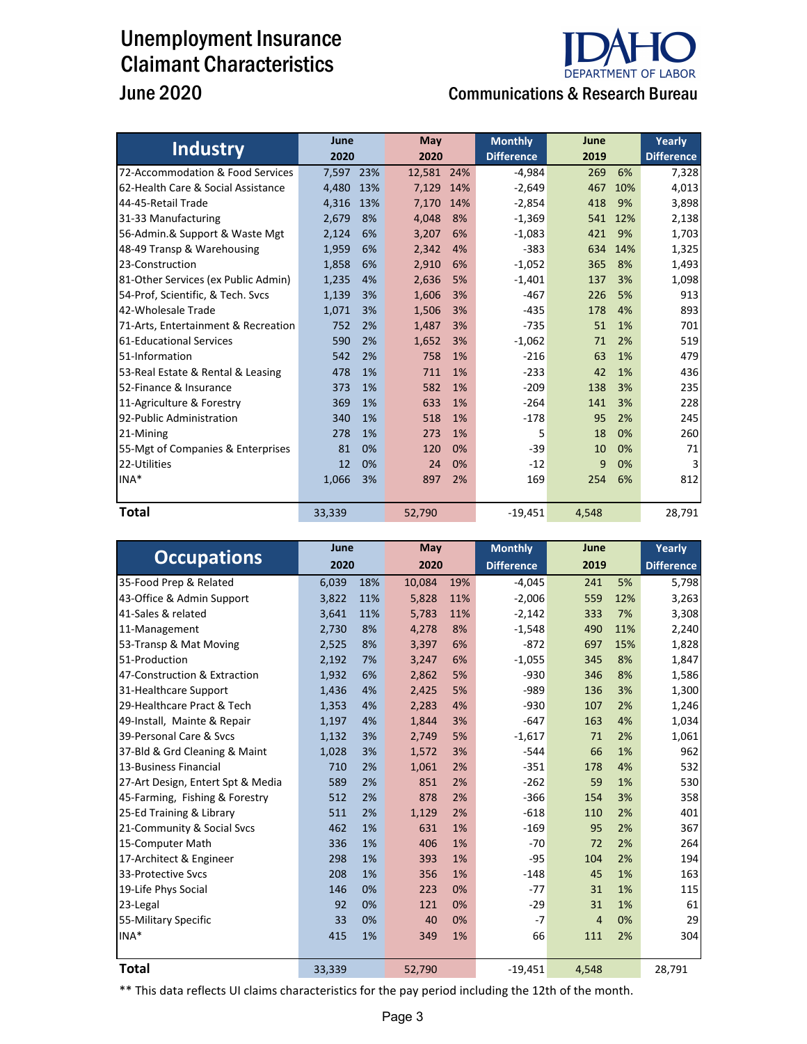# Unemployment Insurance Claimant Characteristics

## June 2020

IDAHO DEPARTMENT OF LABOR

Communications & Research Bureau

| Industry | June 2020 | | May 2020 | | Monthly Difference | June 2019 | | Yearly Difference |
|---|---|---|---|---|---|---|---|---|
| 72-Accommodation & Food Services | 7,597 | 23% | 12,581 | 24% | -4,984 | 269 | 6% | 7,328 |
| 62-Health Care & Social Assistance | 4,480 | 13% | 7,129 | 14% | -2,649 | 467 | 10% | 4,013 |
| 44-45-Retail Trade | 4,316 | 13% | 7,170 | 14% | -2,854 | 418 | 9% | 3,898 |
| 31-33 Manufacturing | 2,679 | 8% | 4,048 | 8% | -1,369 | 541 | 12% | 2,138 |
| 56-Admin.& Support & Waste Mgt | 2,124 | 6% | 3,207 | 6% | -1,083 | 421 | 9% | 1,703 |
| 48-49 Transp & Warehousing | 1,959 | 6% | 2,342 | 4% | -383 | 634 | 14% | 1,325 |
| 23-Construction | 1,858 | 6% | 2,910 | 6% | -1,052 | 365 | 8% | 1,493 |
| 81-Other Services (ex Public Admin) | 1,235 | 4% | 2,636 | 5% | -1,401 | 137 | 3% | 1,098 |
| 54-Prof, Scientific, & Tech. Svcs | 1,139 | 3% | 1,606 | 3% | -467 | 226 | 5% | 913 |
| 42-Wholesale Trade | 1,071 | 3% | 1,506 | 3% | -435 | 178 | 4% | 893 |
| 71-Arts, Entertainment & Recreation | 752 | 2% | 1,487 | 3% | -735 | 51 | 1% | 701 |
| 61-Educational Services | 590 | 2% | 1,652 | 3% | -1,062 | 71 | 2% | 519 |
| 51-Information | 542 | 2% | 758 | 1% | -216 | 63 | 1% | 479 |
| 53-Real Estate & Rental & Leasing | 478 | 1% | 711 | 1% | -233 | 42 | 1% | 436 |
| 52-Finance & Insurance | 373 | 1% | 582 | 1% | -209 | 138 | 3% | 235 |
| 11-Agriculture & Forestry | 369 | 1% | 633 | 1% | -264 | 141 | 3% | 228 |
| 92-Public Administration | 340 | 1% | 518 | 1% | -178 | 95 | 2% | 245 |
| 21-Mining | 278 | 1% | 273 | 1% | 5 | 18 | 0% | 260 |
| 55-Mgt of Companies & Enterprises | 81 | 0% | 120 | 0% | -39 | 10 | 0% | 71 |
| 22-Utilities | 12 | 0% | 24 | 0% | -12 | 9 | 0% | 3 |
| INA* | 1,066 | 3% | 897 | 2% | 169 | 254 | 6% | 812 |
| **Total** | 33,339 | | 52,790 | | -19,451 | 4,548 | | 28,791 |

| Occupations | June 2020 | | May 2020 | | Monthly Difference | June 2019 | | Yearly Difference |
|---|---|---|---|---|---|---|---|---|
| 35-Food Prep & Related | 6,039 | 18% | 10,084 | 19% | -4,045 | 241 | 5% | 5,798 |
| 43-Office & Admin Support | 3,822 | 11% | 5,828 | 11% | -2,006 | 559 | 12% | 3,263 |
| 41-Sales & related | 3,641 | 11% | 5,783 | 11% | -2,142 | 333 | 7% | 3,308 |
| 11-Management | 2,730 | 8% | 4,278 | 8% | -1,548 | 490 | 11% | 2,240 |
| 53-Transp & Mat Moving | 2,525 | 8% | 3,397 | 6% | -872 | 697 | 15% | 1,828 |
| 51-Production | 2,192 | 7% | 3,247 | 6% | -1,055 | 345 | 8% | 1,847 |
| 47-Construction & Extraction | 1,932 | 6% | 2,862 | 5% | -930 | 346 | 8% | 1,586 |
| 31-Healthcare Support | 1,436 | 4% | 2,425 | 5% | -989 | 136 | 3% | 1,300 |
| 29-Healthcare Pract & Tech | 1,353 | 4% | 2,283 | 4% | -930 | 107 | 2% | 1,246 |
| 49-Install, Mainte & Repair | 1,197 | 4% | 1,844 | 3% | -647 | 163 | 4% | 1,034 |
| 39-Personal Care & Svcs | 1,132 | 3% | 2,749 | 5% | -1,617 | 71 | 2% | 1,061 |
| 37-Bld & Grd Cleaning & Maint | 1,028 | 3% | 1,572 | 3% | -544 | 66 | 1% | 962 |
| 13-Business Financial | 710 | 2% | 1,061 | 2% | -351 | 178 | 4% | 532 |
| 27-Art Design, Entert Spt & Media | 589 | 2% | 851 | 2% | -262 | 59 | 1% | 530 |
| 45-Farming, Fishing & Forestry | 512 | 2% | 878 | 2% | -366 | 154 | 3% | 358 |
| 25-Ed Training & Library | 511 | 2% | 1,129 | 2% | -618 | 110 | 2% | 401 |
| 21-Community & Social Svcs | 462 | 1% | 631 | 1% | -169 | 95 | 2% | 367 |
| 15-Computer Math | 336 | 1% | 406 | 1% | -70 | 72 | 2% | 264 |
| 17-Architect & Engineer | 298 | 1% | 393 | 1% | -95 | 104 | 2% | 194 |
| 33-Protective Svcs | 208 | 1% | 356 | 1% | -148 | 45 | 1% | 163 |
| 19-Life Phys Social | 146 | 0% | 223 | 0% | -77 | 31 | 1% | 115 |
| 23-Legal | 92 | 0% | 121 | 0% | -29 | 31 | 1% | 61 |
| 55-Military Specific | 33 | 0% | 40 | 0% | -7 | 4 | 0% | 29 |
| INA* | 415 | 1% | 349 | 1% | 66 | 111 | 2% | 304 |
| **Total** | 33,339 | | 52,790 | | -19,451 | 4,548 | | 28,791 |

** This data reflects UI claims characteristics for the pay period including the 12th of the month.